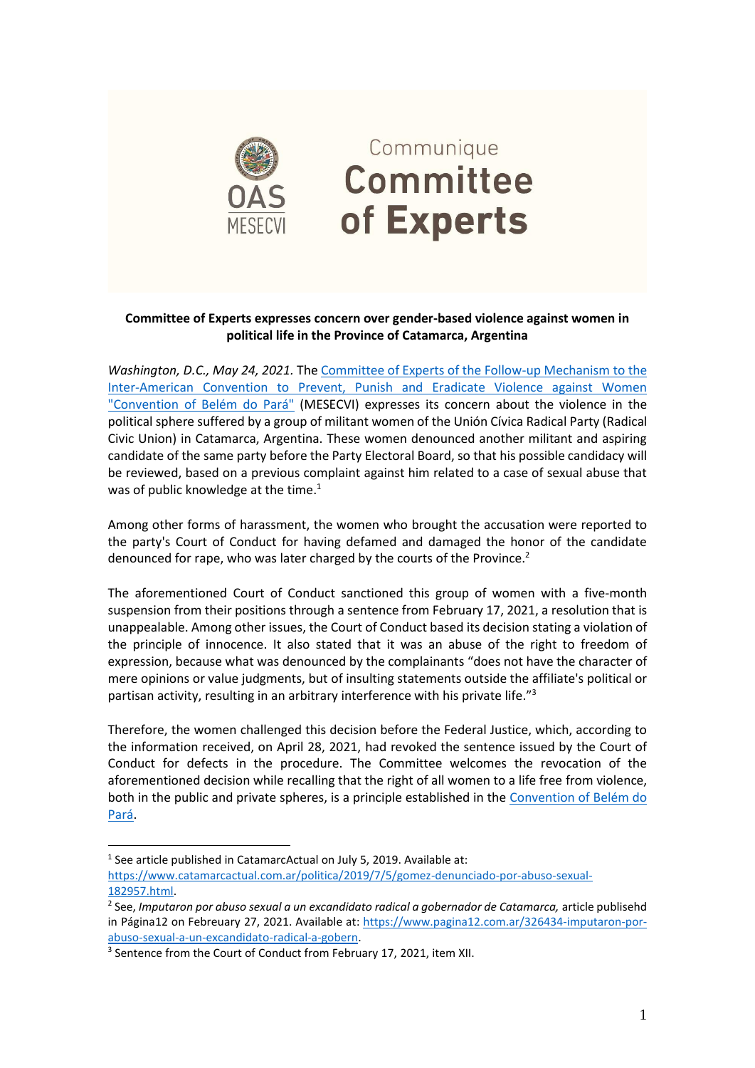Communique

# Committee of Experts

**Committee of Experts expresses concern over gender-based violence against women in political life in the Province of Catamarca, Argentina**

*Washington, D.C., May 24, 2021.* The Committee of Experts of the Follow-up Mechanism to the Inter-American Convention to Prevent, Punish and Eradicate Violence against Women "Convention of Belém do Pará" (MESECVI) expresses its concern about the violence in the political sphere suffered by a group of militant women of the Unión Cívica Radical Party (Radical Civic Union) in Catamarca, Argentina. These women denounced another militant and aspiring candidate of the same party before the Party Electoral Board, so that his possible candidacy will be reviewed, based on a previous complaint against him related to a case of sexual abuse that was of public knowledge at the time.[1]

Among other forms of harassment, the women who brought the accusation were reported to the party's Court of Conduct for having defamed and damaged the honor of the candidate denounced for rape, who was later charged by the courts of the Province.[2]

The aforementioned Court of Conduct sanctioned this group of women with a five-month suspension from their positions through a sentence from February 17, 2021, a resolution that is unappealable. Among other issues, the Court of Conduct based its decision stating a violation of the principle of innocence. It also stated that it was an abuse of the right to freedom of expression, because what was denounced by the complainants "does not have the character of mere opinions or value judgments, but of insulting statements outside the affiliate's political or partisan activity, resulting in an arbitrary interference with his private life."[3]

Therefore, the women challenged this decision before the Federal Justice, which, according to the information received, on April 28, 2021, had revoked the sentence issued by the Court of Conduct for defects in the procedure. The Committee welcomes the revocation of the aforementioned decision while recalling that the right of all women to a life free from violence, both in the public and private spheres, is a principle established in the Convention of Belém do Pará.

---

[1] See article published in CatamarcActual on July 5, 2019. Available at: https://www.catamarcactual.com.ar/politica/2019/7/5/gomez-denunciado-por-abuso-sexual-182957.html.

[2] See, *Imputaron por abuso sexual a un excandidato radical a gobernador de Catamarca,* article publisehd in Página12 on Febreuary 27, 2021. Available at: https://www.pagina12.com.ar/326434-imputaron-por-abuso-sexual-a-un-excandidato-radical-a-gobern.

[3] Sentence from the Court of Conduct from February 17, 2021, item XII.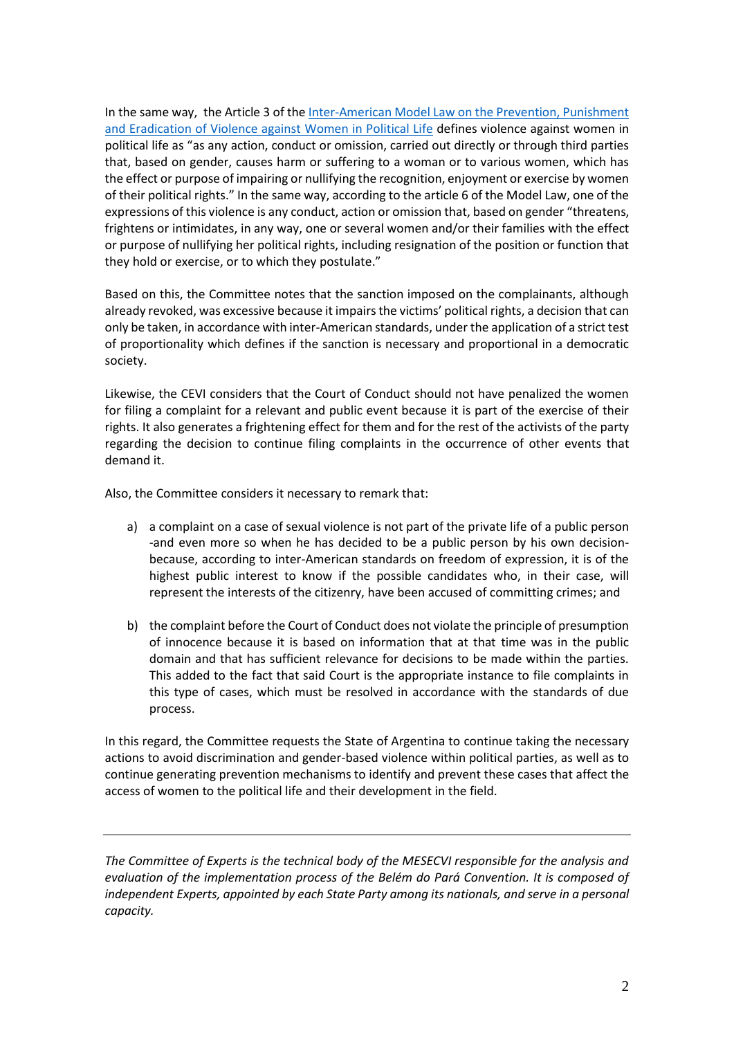In the same way, the Article 3 of the [Inter-American Model Law on the Prevention, Punishment and Eradication of Violence against Women in Political Life]() defines violence against women in political life as "as any action, conduct or omission, carried out directly or through third parties that, based on gender, causes harm or suffering to a woman or to various women, which has the effect or purpose of impairing or nullifying the recognition, enjoyment or exercise by women of their political rights." In the same way, according to the article 6 of the Model Law, one of the expressions of this violence is any conduct, action or omission that, based on gender "threatens, frightens or intimidates, in any way, one or several women and/or their families with the effect or purpose of nullifying her political rights, including resignation of the position or function that they hold or exercise, or to which they postulate."

Based on this, the Committee notes that the sanction imposed on the complainants, although already revoked, was excessive because it impairs the victims' political rights, a decision that can only be taken, in accordance with inter-American standards, under the application of a strict test of proportionality which defines if the sanction is necessary and proportional in a democratic society.

Likewise, the CEVI considers that the Court of Conduct should not have penalized the women for filing a complaint for a relevant and public event because it is part of the exercise of their rights. It also generates a frightening effect for them and for the rest of the activists of the party regarding the decision to continue filing complaints in the occurrence of other events that demand it.

Also, the Committee considers it necessary to remark that:

a) a complaint on a case of sexual violence is not part of the private life of a public person -and even more so when he has decided to be a public person by his own decision- because, according to inter-American standards on freedom of expression, it is of the highest public interest to know if the possible candidates who, in their case, will represent the interests of the citizenry, have been accused of committing crimes; and

b) the complaint before the Court of Conduct does not violate the principle of presumption of innocence because it is based on information that at that time was in the public domain and that has sufficient relevance for decisions to be made within the parties. This added to the fact that said Court is the appropriate instance to file complaints in this type of cases, which must be resolved in accordance with the standards of due process.

In this regard, the Committee requests the State of Argentina to continue taking the necessary actions to avoid discrimination and gender-based violence within political parties, as well as to continue generating prevention mechanisms to identify and prevent these cases that affect the access of women to the political life and their development in the field.

---

*The Committee of Experts is the technical body of the MESECVI responsible for the analysis and evaluation of the implementation process of the Belém do Pará Convention. It is composed of independent Experts, appointed by each State Party among its nationals, and serve in a personal capacity.*